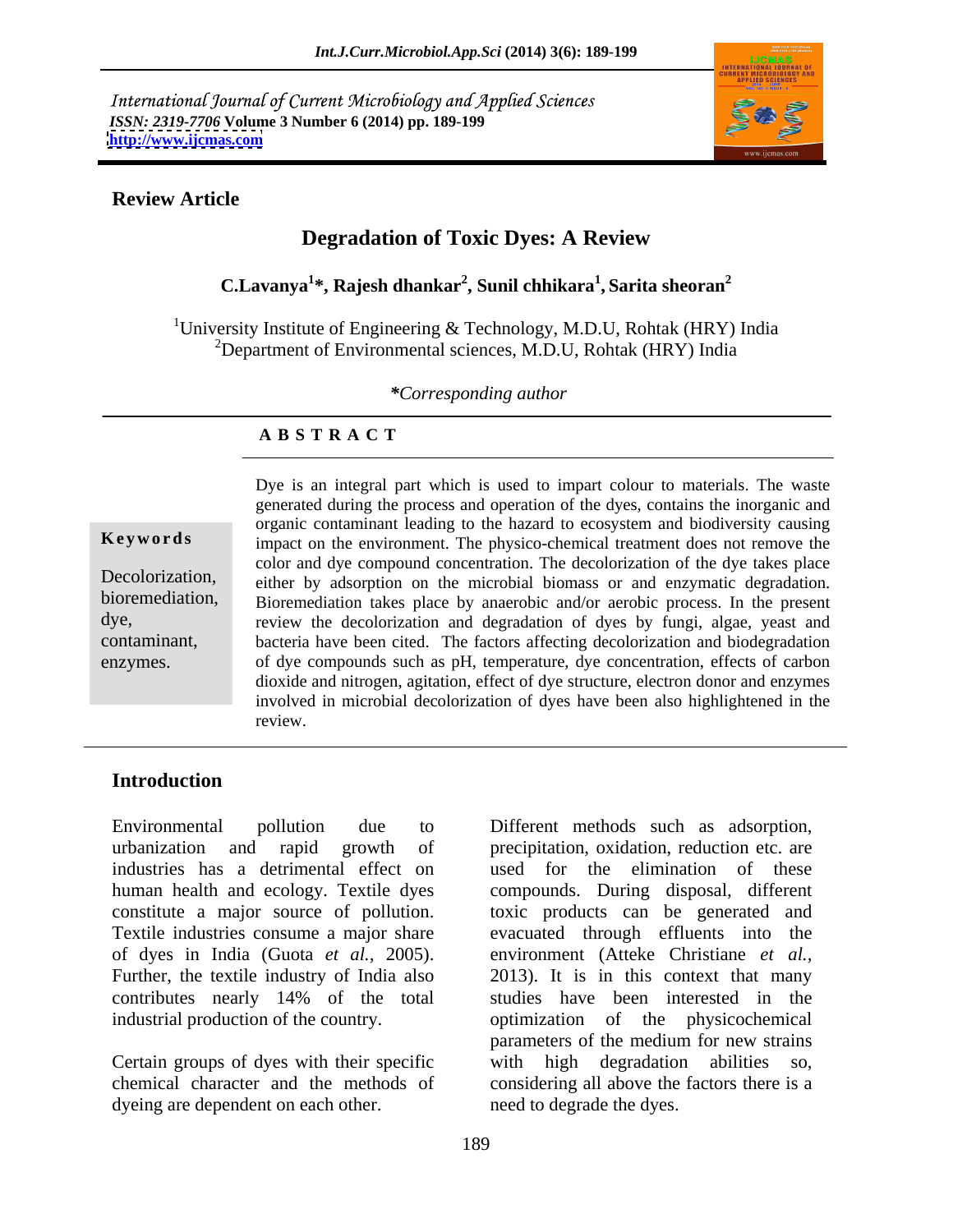International Journal of Current Microbiology and Applied Sciences
*ISSN: 2319-7706* **Volume 3 Number 6 (2014) pp. 189-199**
**http://www.ijcmas.com**

**Review Article**

# Degradation of Toxic Dyes: A Review

**C.Lavanya[1]*, Rajesh dhankar[2], Sunil chhikara[1], Sarita sheoran[2]**

[1]University Institute of Engineering & Technology, M.D.U, Rohtak (HRY) India
[2]Department of Environmental sciences, M.D.U, Rohtak (HRY) India

***Corresponding author**

## A B S T R A C T

**Keywords**

Decolorization, bioremediation, dye, contaminant, enzymes.

Dye is an integral part which is used to impart colour to materials. The waste generated during the process and operation of the dyes, contains the inorganic and organic contaminant leading to the hazard to ecosystem and biodiversity causing impact on the environment. The physico-chemical treatment does not remove the color and dye compound concentration. The decolorization of the dye takes place either by adsorption on the microbial biomass or and enzymatic degradation. Bioremediation takes place by anaerobic and/or aerobic process. In the present review the decolorization and degradation of dyes by fungi, algae, yeast and bacteria have been cited. The factors affecting decolorization and biodegradation of dye compounds such as pH, temperature, dye concentration, effects of carbon dioxide and nitrogen, agitation, effect of dye structure, electron donor and enzymes involved in microbial decolorization of dyes have been also highlightened in the review.

## Introduction

Environmental pollution due to urbanization and rapid growth of industries has a detrimental effect on human health and ecology. Textile dyes constitute a major source of pollution. Textile industries consume a major share of dyes in India (Guota *et al.*, 2005). Further, the textile industry of India also contributes nearly 14% of the total industrial production of the country.

Certain groups of dyes with their specific chemical character and the methods of dyeing are dependent on each other.

Different methods such as adsorption, precipitation, oxidation, reduction etc. are used for the elimination of these compounds. During disposal, different toxic products can be generated and evacuated through effluents into the environment (Atteke Christiane *et al.*, 2013). It is in this context that many studies have been interested in the optimization of the physicochemical parameters of the medium for new strains with high degradation abilities so, considering all above the factors there is a need to degrade the dyes.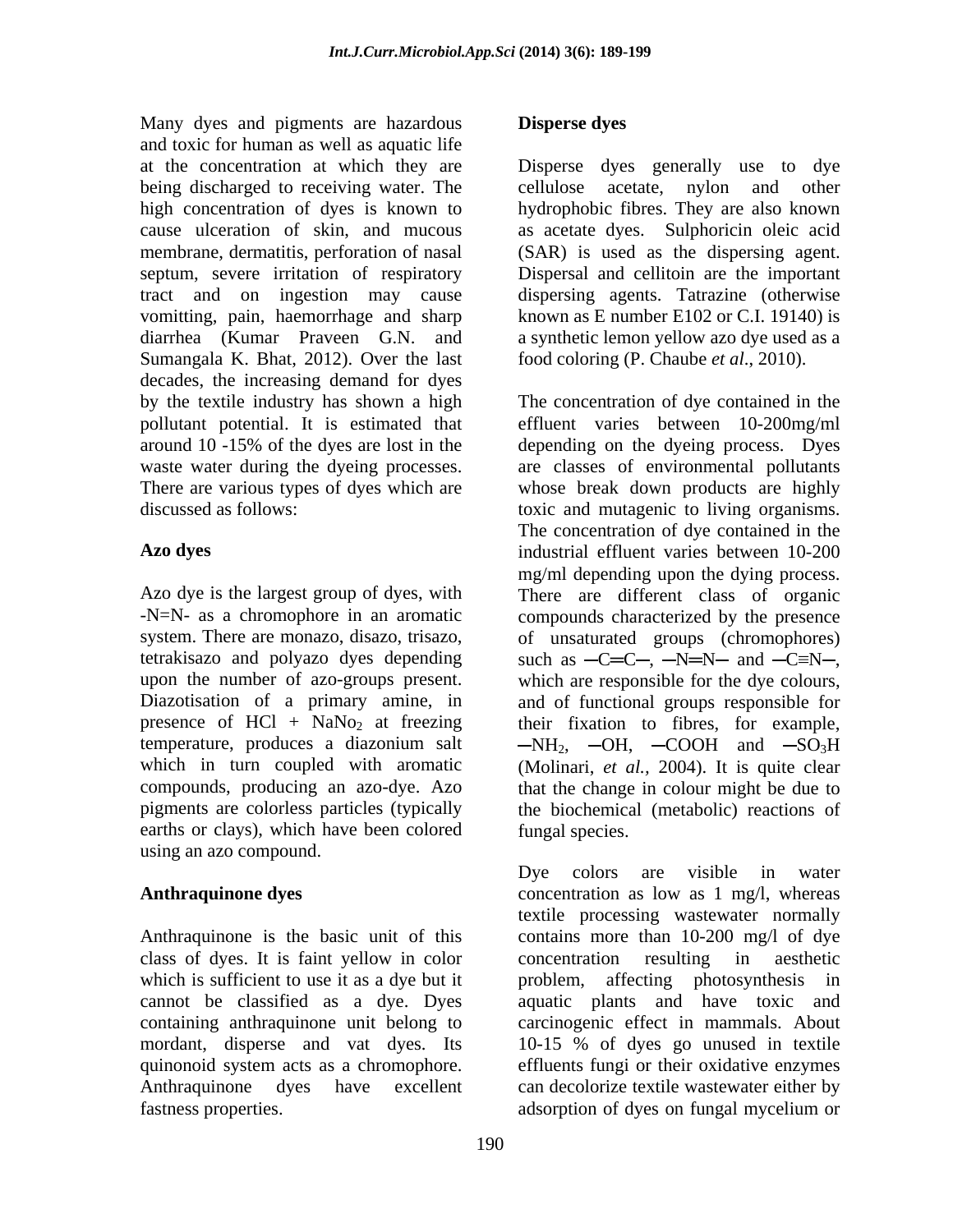Many dyes and pigments are hazardous and toxic for human as well as aquatic life at the concentration at which they are being discharged to receiving water. The high concentration of dyes is known to cause ulceration of skin, and mucous membrane, dermatitis, perforation of nasal septum, severe irritation of respiratory tract and on ingestion may cause vomitting, pain, haemorrhage and sharp diarrhea (Kumar Praveen G.N. and Sumangala K. Bhat, 2012). Over the last decades, the increasing demand for dyes by the textile industry has shown a high pollutant potential. It is estimated that around 10 -15% of the dyes are lost in the waste water during the dyeing processes. There are various types of dyes which are discussed as follows:

**Azo dyes**

Azo dye is the largest group of dyes, with -N=N- as a chromophore in an aromatic system. There are monazo, disazo, trisazo, tetrakisazo and polyazo dyes depending upon the number of azo-groups present. Diazotisation of a primary amine, in presence of HCl + $NaNo_2$ at freezing temperature, produces a diazonium salt which in turn coupled with aromatic compounds, producing an azo-dye. Azo pigments are colorless particles (typically earths or clays), which have been colored using an azo compound.

**Anthraquinone dyes**

Anthraquinone is the basic unit of this class of dyes. It is faint yellow in color which is sufficient to use it as a dye but it cannot be classified as a dye. Dyes containing anthraquinone unit belong to mordant, disperse and vat dyes. Its quinonoid system acts as a chromophore. Anthraquinone dyes have excellent fastness properties.

**Disperse dyes**

Disperse dyes generally use to dye cellulose acetate, nylon and other hydrophobic fibres. They are also known as acetate dyes. Sulphoricin oleic acid (SAR) is used as the dispersing agent. Dispersal and cellitoin are the important dispersing agents. Tatrazine (otherwise known as E number E102 or C.I. 19140) is a synthetic lemon yellow azo dye used as a food coloring (P. Chaube *et al*., 2010).

The concentration of dye contained in the effluent varies between 10-200mg/ml depending on the dyeing process. Dyes are classes of environmental pollutants whose break down products are highly toxic and mutagenic to living organisms. The concentration of dye contained in the industrial effluent varies between 10-200 mg/ml depending upon the dying process. There are different class of organic compounds characterized by the presence of unsaturated groups (chromophores) such as ─C═C─, ─N═N─ and ─C≡N─, which are responsible for the dye colours, and of functional groups responsible for their fixation to fibres, for example, $─NH_2$, ─OH, ─COOH and $─SO_3H$ (Molinari, *et al.,* 2004). It is quite clear that the change in colour might be due to the biochemical (metabolic) reactions of fungal species.

Dye colors are visible in water concentration as low as 1 mg/l, whereas textile processing wastewater normally contains more than 10-200 mg/l of dye concentration resulting in aesthetic problem, affecting photosynthesis in aquatic plants and have toxic and carcinogenic effect in mammals. About 10-15 % of dyes go unused in textile effluents fungi or their oxidative enzymes can decolorize textile wastewater either by adsorption of dyes on fungal mycelium or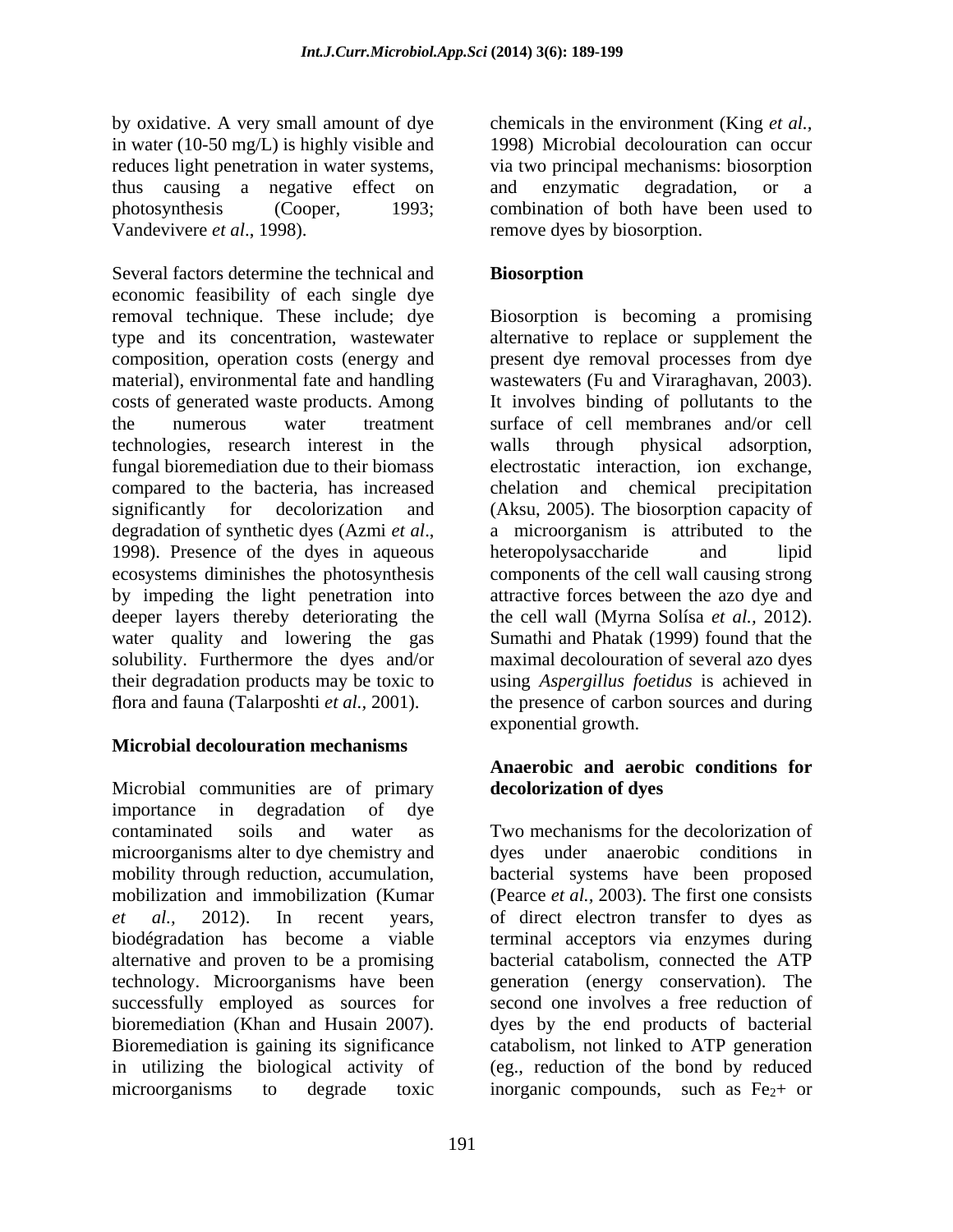by oxidative. A very small amount of dye in water (10-50 mg/L) is highly visible and reduces light penetration in water systems, thus causing a negative effect on photosynthesis (Cooper, 1993; Vandevivere *et al*., 1998).

Several factors determine the technical and economic feasibility of each single dye removal technique. These include; dye type and its concentration, wastewater composition, operation costs (energy and material), environmental fate and handling costs of generated waste products. Among the numerous water treatment technologies, research interest in the fungal bioremediation due to their biomass compared to the bacteria, has increased significantly for decolorization and degradation of synthetic dyes (Azmi *et al*., 1998). Presence of the dyes in aqueous ecosystems diminishes the photosynthesis by impeding the light penetration into deeper layers thereby deteriorating the water quality and lowering the gas solubility. Furthermore the dyes and/or their degradation products may be toxic to flora and fauna (Talarposhti *et al.,* 2001).

## Microbial decolouration mechanisms

Microbial communities are of primary importance in degradation of dye contaminated soils and water as microorganisms alter to dye chemistry and mobility through reduction, accumulation, mobilization and immobilization (Kumar *et al.,* 2012). In recent years, biodégradation has become a viable alternative and proven to be a promising technology. Microorganisms have been successfully employed as sources for bioremediation (Khan and Husain 2007). Bioremediation is gaining its significance in utilizing the biological activity of microorganisms to degrade toxic chemicals in the environment (King *et al.,* 1998) Microbial decolouration can occur via two principal mechanisms: biosorption and enzymatic degradation, or a combination of both have been used to remove dyes by biosorption.

## Biosorption

Biosorption is becoming a promising alternative to replace or supplement the present dye removal processes from dye wastewaters (Fu and Viraraghavan, 2003). It involves binding of pollutants to the surface of cell membranes and/or cell walls through physical adsorption, electrostatic interaction, ion exchange, chelation and chemical precipitation (Aksu, 2005). The biosorption capacity of a microorganism is attributed to the heteropolysaccharide and lipid components of the cell wall causing strong attractive forces between the azo dye and the cell wall (Myrna Solísa *et al.,* 2012). Sumathi and Phatak (1999) found that the maximal decolouration of several azo dyes using *Aspergillus foetidus* is achieved in the presence of carbon sources and during exponential growth.

## Anaerobic and aerobic conditions for decolorization of dyes

Two mechanisms for the decolorization of dyes under anaerobic conditions in bacterial systems have been proposed (Pearce *et al.,* 2003). The first one consists of direct electron transfer to dyes as terminal acceptors via enzymes during bacterial catabolism, connected the ATP generation (energy conservation). The second one involves a free reduction of dyes by the end products of bacterial catabolism, not linked to ATP generation (eg., reduction of the bond by reduced inorganic compounds, such as $Fe^{2+}$ or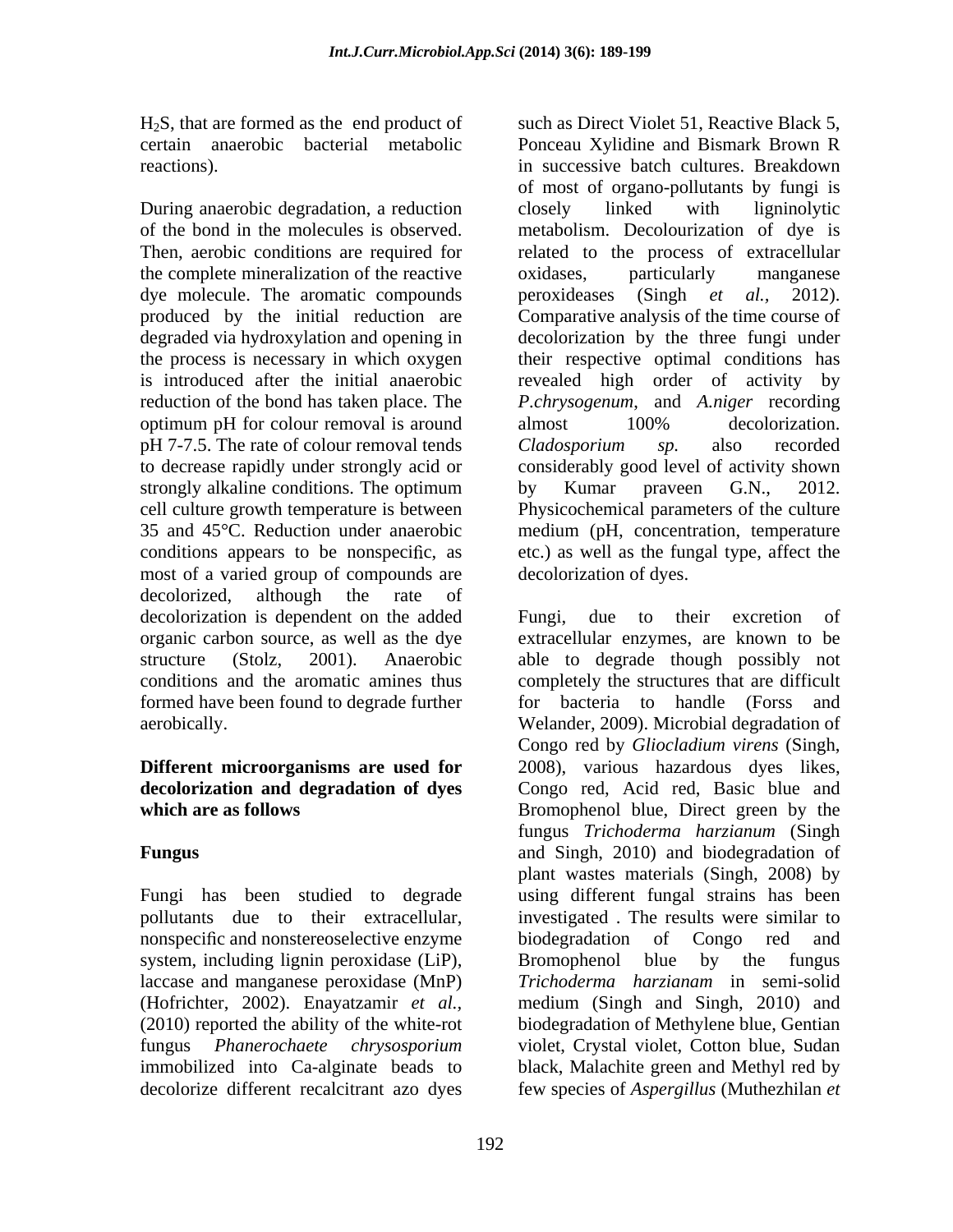$H_2S$, that are formed as the end product of certain anaerobic bacterial metabolic reactions).

During anaerobic degradation, a reduction of the bond in the molecules is observed. Then, aerobic conditions are required for the complete mineralization of the reactive dye molecule. The aromatic compounds produced by the initial reduction are degraded via hydroxylation and opening in the process is necessary in which oxygen is introduced after the initial anaerobic reduction of the bond has taken place. The optimum pH for colour removal is around pH 7-7.5. The rate of colour removal tends to decrease rapidly under strongly acid or strongly alkaline conditions. The optimum cell culture growth temperature is between 35 and 45°C. Reduction under anaerobic conditions appears to be nonspecific, as most of a varied group of compounds are decolorized, although the rate of decolorization is dependent on the added organic carbon source, as well as the dye structure (Stolz, 2001). Anaerobic conditions and the aromatic amines thus formed have been found to degrade further aerobically.

**Different microorganisms are used for decolorization and degradation of dyes which are as follows**

**Fungus**

Fungi has been studied to degrade pollutants due to their extracellular, nonspecific and nonstereoselective enzyme system, including lignin peroxidase (LiP), laccase and manganese peroxidase (MnP) (Hofrichter, 2002). Enayatzamir *et al.*, (2010) reported the ability of the white-rot fungus *Phanerochaete chrysosporium* immobilized into Ca-alginate beads to decolorize different recalcitrant azo dyes such as Direct Violet 51, Reactive Black 5, Ponceau Xylidine and Bismark Brown R in successive batch cultures. Breakdown of most of organo-pollutants by fungi is closely linked with ligninolytic metabolism. Decolourization of dye is related to the process of extracellular oxidases, particularly manganese peroxideases (Singh *et al.*, 2012). Comparative analysis of the time course of decolorization by the three fungi under their respective optimal conditions has revealed high order of activity by *P.chrysogenum*, and *A.niger* recording almost 100% decolorization. *Cladosporium sp.* also recorded considerably good level of activity shown by Kumar praveen G.N., 2012. Physicochemical parameters of the culture medium (pH, concentration, temperature etc.) as well as the fungal type, affect the decolorization of dyes.

Fungi, due to their excretion of extracellular enzymes, are known to be able to degrade though possibly not completely the structures that are difficult for bacteria to handle (Forss and Welander, 2009). Microbial degradation of Congo red by *Gliocladium virens* (Singh, 2008), various hazardous dyes likes, Congo red, Acid red, Basic blue and Bromophenol blue, Direct green by the fungus *Trichoderma harzianum* (Singh and Singh, 2010) and biodegradation of plant wastes materials (Singh, 2008) by using different fungal strains has been investigated . The results were similar to biodegradation of Congo red and Bromophenol blue by the fungus *Trichoderma harzianam* in semi-solid medium (Singh and Singh, 2010) and biodegradation of Methylene blue, Gentian violet, Crystal violet, Cotton blue, Sudan black, Malachite green and Methyl red by few species of *Aspergillus* (Muthezhilan *et*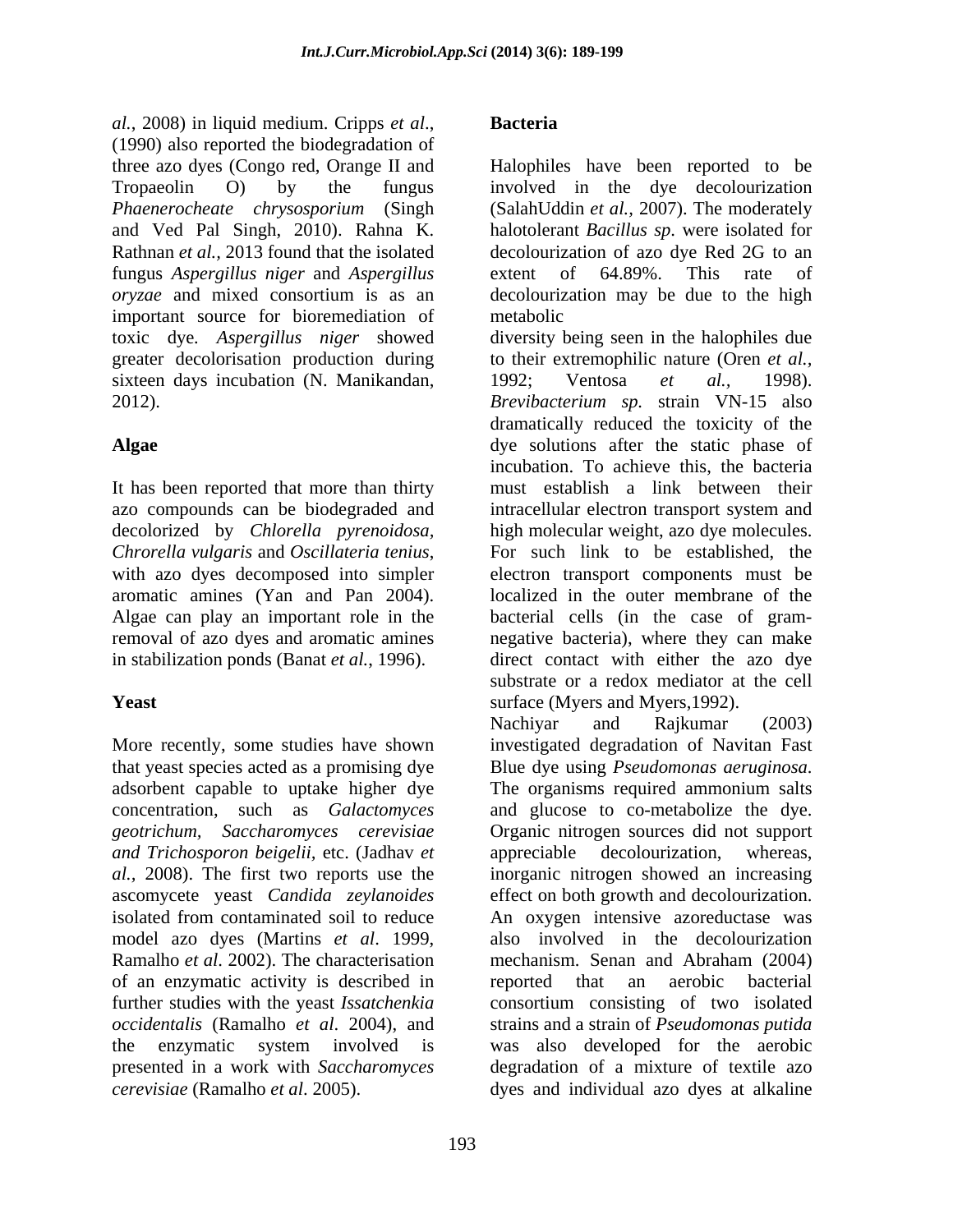*al.*, 2008) in liquid medium. Cripps *et al.*, (1990) also reported the biodegradation of three azo dyes (Congo red, Orange II and Tropaeolin O) by the fungus *Phaenerocheate chrysosporium* (Singh and Ved Pal Singh, 2010). Rahna K. Rathnan *et al.*, 2013 found that the isolated fungus *Aspergillus niger* and *Aspergillus oryzae* and mixed consortium is as an important source for bioremediation of toxic dye. *Aspergillus niger* showed greater decolorisation production during sixteen days incubation (N. Manikandan, 2012).

## Algae

It has been reported that more than thirty azo compounds can be biodegraded and decolorized by *Chlorella pyrenoidosa*, *Chrorella vulgaris* and *Oscillateria tenius*, with azo dyes decomposed into simpler aromatic amines (Yan and Pan 2004). Algae can play an important role in the removal of azo dyes and aromatic amines in stabilization ponds (Banat *et al.*, 1996).

## Yeast

More recently, some studies have shown that yeast species acted as a promising dye adsorbent capable to uptake higher dye concentration, such as *Galactomyces geotrichum*, *Saccharomyces cerevisiae and Trichosporon beigelii*, etc. (Jadhav *et al.*, 2008). The first two reports use the ascomycete yeast *Candida zeylanoides* isolated from contaminated soil to reduce model azo dyes (Martins *et al*. 1999, Ramalho *et al*. 2002). The characterisation of an enzymatic activity is described in further studies with the yeast *Issatchenkia occidentalis* (Ramalho *et al*. 2004), and the enzymatic system involved is presented in a work with *Saccharomyces cerevisiae* (Ramalho *et al*. 2005).

## Bacteria

Halophiles have been reported to be involved in the dye decolourization (SalahUddin *et al.,* 2007). The moderately halotolerant *Bacillus sp*. were isolated for decolourization of azo dye Red 2G to an extent of 64.89%. This rate of decolourization may be due to the high metabolic diversity being seen in the halophiles due to their extremophilic nature (Oren *et al.,* 1992; Ventosa *et al.*, 1998). *Brevibacterium sp.* strain VN-15 also dramatically reduced the toxicity of the dye solutions after the static phase of incubation. To achieve this, the bacteria must establish a link between their intracellular electron transport system and high molecular weight, azo dye molecules. For such link to be established, the electron transport components must be localized in the outer membrane of the bacterial cells (in the case of gram-negative bacteria), where they can make direct contact with either the azo dye substrate or a redox mediator at the cell surface (Myers and Myers,1992). Nachiyar and Rajkumar (2003) investigated degradation of Navitan Fast Blue dye using *Pseudomonas aeruginosa*. The organisms required ammonium salts and glucose to co-metabolize the dye. Organic nitrogen sources did not support appreciable decolourization, whereas, inorganic nitrogen showed an increasing effect on both growth and decolourization. An oxygen intensive azoreductase was also involved in the decolourization mechanism. Senan and Abraham (2004) reported that an aerobic bacterial consortium consisting of two isolated strains and a strain of *Pseudomonas putida* was also developed for the aerobic degradation of a mixture of textile azo dyes and individual azo dyes at alkaline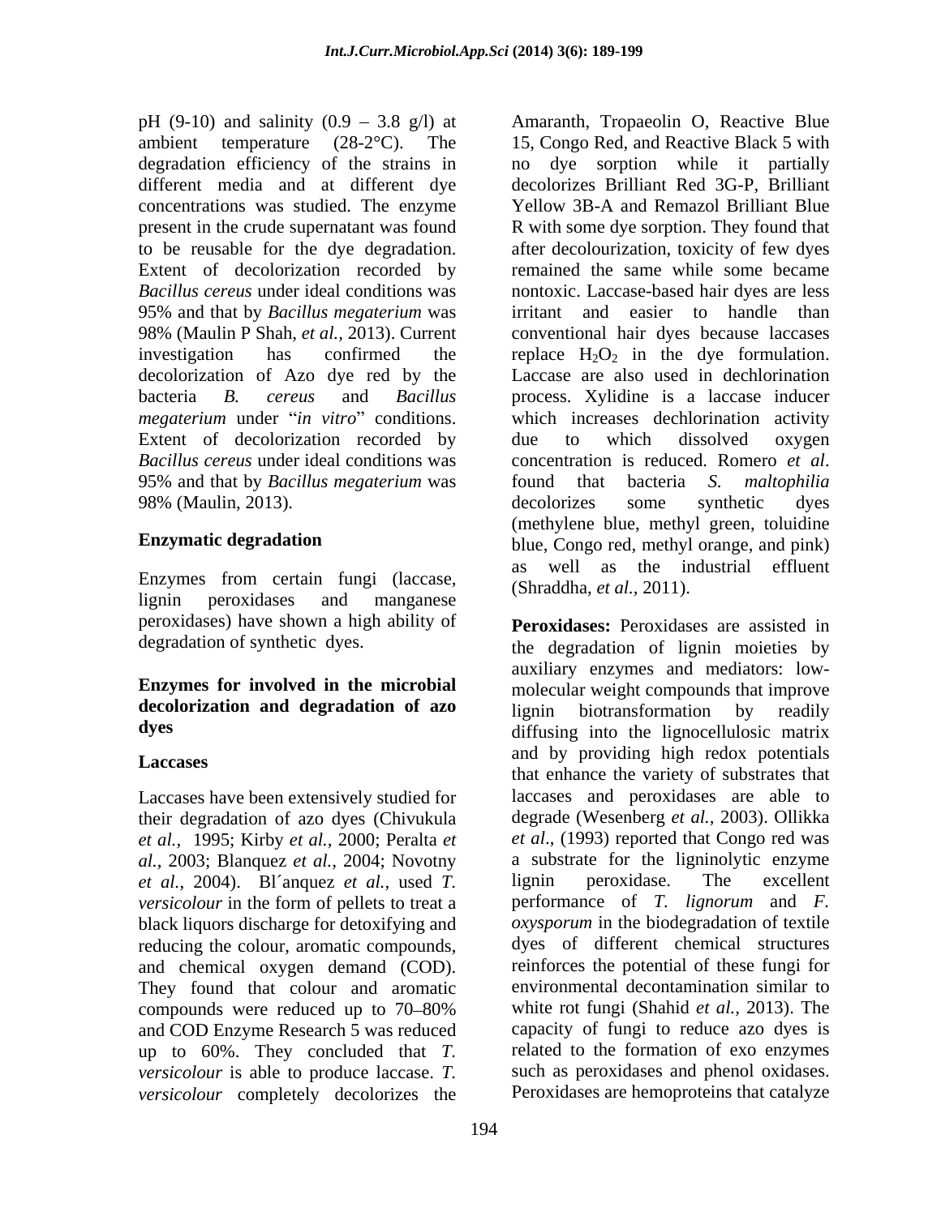pH (9-10) and salinity (0.9 – 3.8 g/l) at ambient temperature (28-2°C). The degradation efficiency of the strains in different media and at different dye concentrations was studied. The enzyme present in the crude supernatant was found to be reusable for the dye degradation. Extent of decolorization recorded by *Bacillus cereus* under ideal conditions was 95% and that by *Bacillus megaterium* was 98% (Maulin P Shah, *et al.,* 2013). Current investigation has confirmed the decolorization of Azo dye red by the bacteria *B. cereus* and *Bacillus megaterium* under "*in vitro*" conditions. Extent of decolorization recorded by *Bacillus cereus* under ideal conditions was 95% and that by *Bacillus megaterium* was 98% (Maulin, 2013).

## Enzymatic degradation

Enzymes from certain fungi (laccase, lignin peroxidases and manganese peroxidases) have shown a high ability of degradation of synthetic dyes.

## Enzymes for involved in the microbial decolorization and degradation of azo dyes

### Laccases

Laccases have been extensively studied for their degradation of azo dyes (Chivukula *et al.,* 1995; Kirby *et al.,* 2000; Peralta *et al.,* 2003; Blanquez *et al.,* 2004; Novotny *et al.,* 2004). Bl´anquez *et al.,* used *T. versicolour* in the form of pellets to treat a black liquors discharge for detoxifying and reducing the colour, aromatic compounds, and chemical oxygen demand (COD). They found that colour and aromatic compounds were reduced up to 70–80% and COD Enzyme Research 5 was reduced up to 60%. They concluded that *T. versicolour* is able to produce laccase. *T. versicolour* completely decolorizes the Amaranth, Tropaeolin O, Reactive Blue 15, Congo Red, and Reactive Black 5 with no dye sorption while it partially decolorizes Brilliant Red 3G-P, Brilliant Yellow 3B-A and Remazol Brilliant Blue R with some dye sorption. They found that after decolourization, toxicity of few dyes remained the same while some became nontoxic. Laccase-based hair dyes are less irritant and easier to handle than conventional hair dyes because laccases replace $H_2O_2$ in the dye formulation. Laccase are also used in dechlorination process. Xylidine is a laccase inducer which increases dechlorination activity due to which dissolved oxygen concentration is reduced. Romero *et al*. found that bacteria *S. maltophilia* decolorizes some synthetic dyes (methylene blue, methyl green, toluidine blue, Congo red, methyl orange, and pink) as well as the industrial effluent (Shraddha, *et al.,* 2011).

**Peroxidases:** Peroxidases are assisted in the degradation of lignin moieties by auxiliary enzymes and mediators: low-molecular weight compounds that improve lignin biotransformation by readily diffusing into the lignocellulosic matrix and by providing high redox potentials that enhance the variety of substrates that laccases and peroxidases are able to degrade (Wesenberg *et al.,* 2003). Ollikka *et al*., (1993) reported that Congo red was a substrate for the ligninolytic enzyme lignin peroxidase. The excellent performance of *T. lignorum* and *F. oxysporum* in the biodegradation of textile dyes of different chemical structures reinforces the potential of these fungi for environmental decontamination similar to white rot fungi (Shahid *et al.,* 2013). The capacity of fungi to reduce azo dyes is related to the formation of exo enzymes such as peroxidases and phenol oxidases. Peroxidases are hemoproteins that catalyze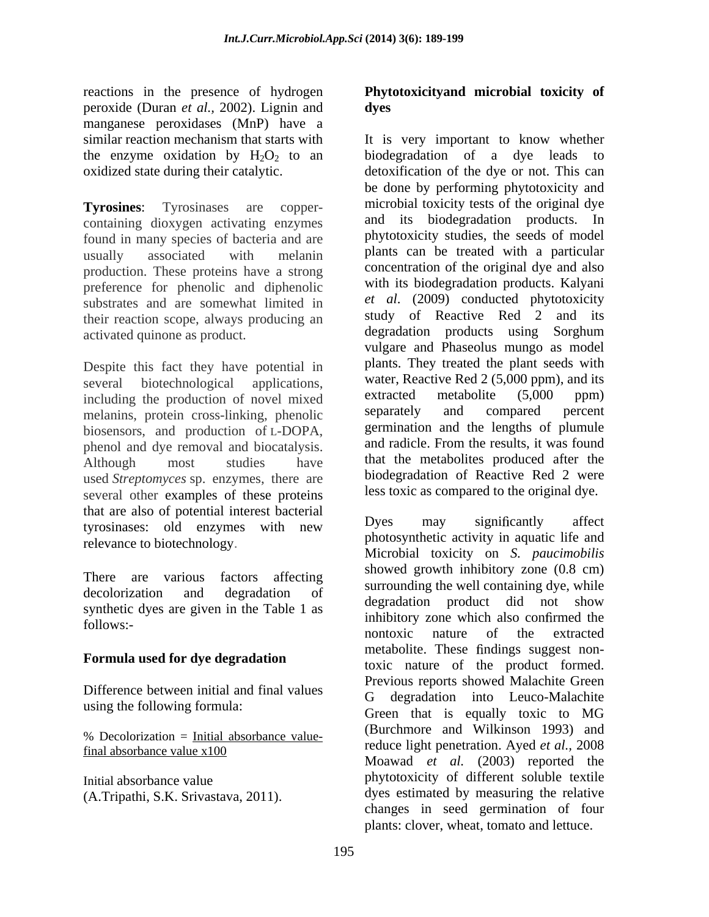reactions in the presence of hydrogen peroxide (Duran *et al.*, 2002). Lignin and manganese peroxidases (MnP) have a similar reaction mechanism that starts with the enzyme oxidation by $H_2O_2$ to an oxidized state during their catalytic.

**Tyrosines**: Tyrosinases are copper-containing dioxygen activating enzymes found in many species of bacteria and are usually associated with melanin production. These proteins have a strong preference for phenolic and diphenolic substrates and are somewhat limited in their reaction scope, always producing an activated quinone as product.

Despite this fact they have potential in several biotechnological applications, including the production of novel mixed melanins, protein cross-linking, phenolic biosensors, and production of L-DOPA, phenol and dye removal and biocatalysis. Although most studies have used *Streptomyces* sp. enzymes, there are several other examples of these proteins that are also of potential interest bacterial tyrosinases: old enzymes with new relevance to biotechnology.

There are various factors affecting decolorization and degradation of synthetic dyes are given in the Table 1 as follows:-

## Formula used for dye degradation

Difference between initial and final values using the following formula:

% Decolorization = Initial absorbance value-final absorbance value x100

Initial absorbance value

(A.Tripathi, S.K. Srivastava, 2011).

## Phytotoxicityand microbial toxicity of dyes

It is very important to know whether biodegradation of a dye leads to detoxification of the dye or not. This can be done by performing phytotoxicity and microbial toxicity tests of the original dye and its biodegradation products. In phytotoxicity studies, the seeds of model plants can be treated with a particular concentration of the original dye and also with its biodegradation products. Kalyani *et al*. (2009) conducted phytotoxicity study of Reactive Red 2 and its degradation products using Sorghum vulgare and Phaseolus mungo as model plants. They treated the plant seeds with water, Reactive Red 2 (5,000 ppm), and its extracted metabolite (5,000 ppm) separately and compared percent germination and the lengths of plumule and radicle. From the results, it was found that the metabolites produced after the biodegradation of Reactive Red 2 were less toxic as compared to the original dye.

Dyes may significantly affect photosynthetic activity in aquatic life and Microbial toxicity on *S. paucimobilis* showed growth inhibitory zone (0.8 cm) surrounding the well containing dye, while degradation product did not show inhibitory zone which also confirmed the nontoxic nature of the extracted metabolite. These findings suggest non-toxic nature of the product formed. Previous reports showed Malachite Green G degradation into Leuco-Malachite Green that is equally toxic to MG (Burchmore and Wilkinson 1993) and reduce light penetration. Ayed *et al.,* 2008 Moawad *et al.* (2003) reported the phytotoxicity of different soluble textile dyes estimated by measuring the relative changes in seed germination of four plants: clover, wheat, tomato and lettuce.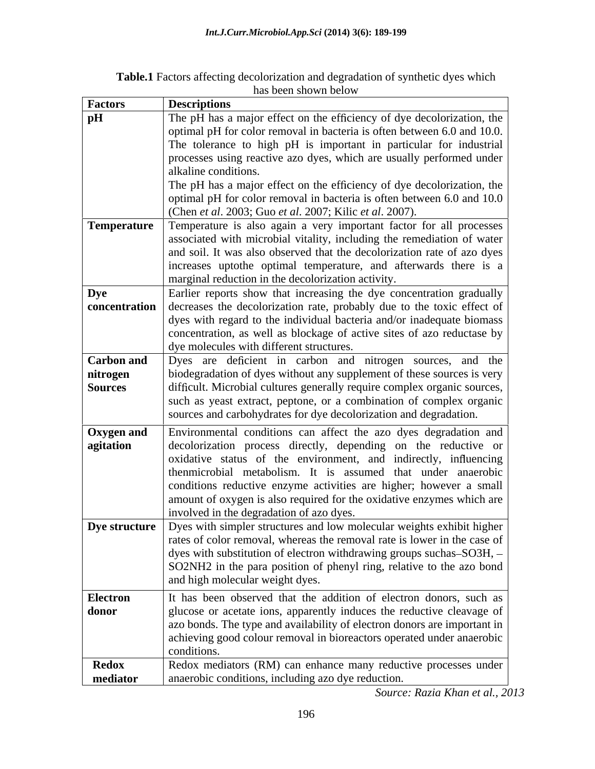**Table.1** Factors affecting decolorization and degradation of synthetic dyes which has been shown below

| Factors | Descriptions |
|---|---|
| **pH** | The pH has a major effect on the efficiency of dye decolorization, the optimal pH for color removal in bacteria is often between 6.0 and 10.0. The tolerance to high pH is important in particular for industrial processes using reactive azo dyes, which are usually performed under alkaline conditions. The pH has a major effect on the efficiency of dye decolorization, the optimal pH for color removal in bacteria is often between 6.0 and 10.0 (Chen *et al*. 2003; Guo *et al*. 2007; Kilic *et al*. 2007). |
| **Temperature** | Temperature is also again a very important factor for all processes associated with microbial vitality, including the remediation of water and soil. It was also observed that the decolorization rate of azo dyes increases uptothe optimal temperature, and afterwards there is a marginal reduction in the decolorization activity. |
| **Dye concentration** | Earlier reports show that increasing the dye concentration gradually decreases the decolorization rate, probably due to the toxic effect of dyes with regard to the individual bacteria and/or inadequate biomass concentration, as well as blockage of active sites of azo reductase by dye molecules with different structures. |
| **Carbon and nitrogen Sources** | Dyes are deficient in carbon and nitrogen sources, and the biodegradation of dyes without any supplement of these sources is very difficult. Microbial cultures generally require complex organic sources, such as yeast extract, peptone, or a combination of complex organic sources and carbohydrates for dye decolorization and degradation. |
| **Oxygen and agitation** | Environmental conditions can affect the azo dyes degradation and decolorization process directly, depending on the reductive or oxidative status of the environment, and indirectly, influencing thenmicrobial metabolism. It is assumed that under anaerobic conditions reductive enzyme activities are higher; however a small amount of oxygen is also required for the oxidative enzymes which are involved in the degradation of azo dyes. |
| **Dye structure** | Dyes with simpler structures and low molecular weights exhibit higher rates of color removal, whereas the removal rate is lower in the case of dyes with substitution of electron withdrawing groups suchas–$SO_3H$, –$SO_2NH_2$ in the para position of phenyl ring, relative to the azo bond and high molecular weight dyes. |
| **Electron donor** | It has been observed that the addition of electron donors, such as glucose or acetate ions, apparently induces the reductive cleavage of azo bonds. The type and availability of electron donors are important in achieving good colour removal in bioreactors operated under anaerobic conditions. |
| **Redox mediator** | Redox mediators (RM) can enhance many reductive processes under anaerobic conditions, including azo dye reduction. |

*Source: Razia Khan et al., 2013*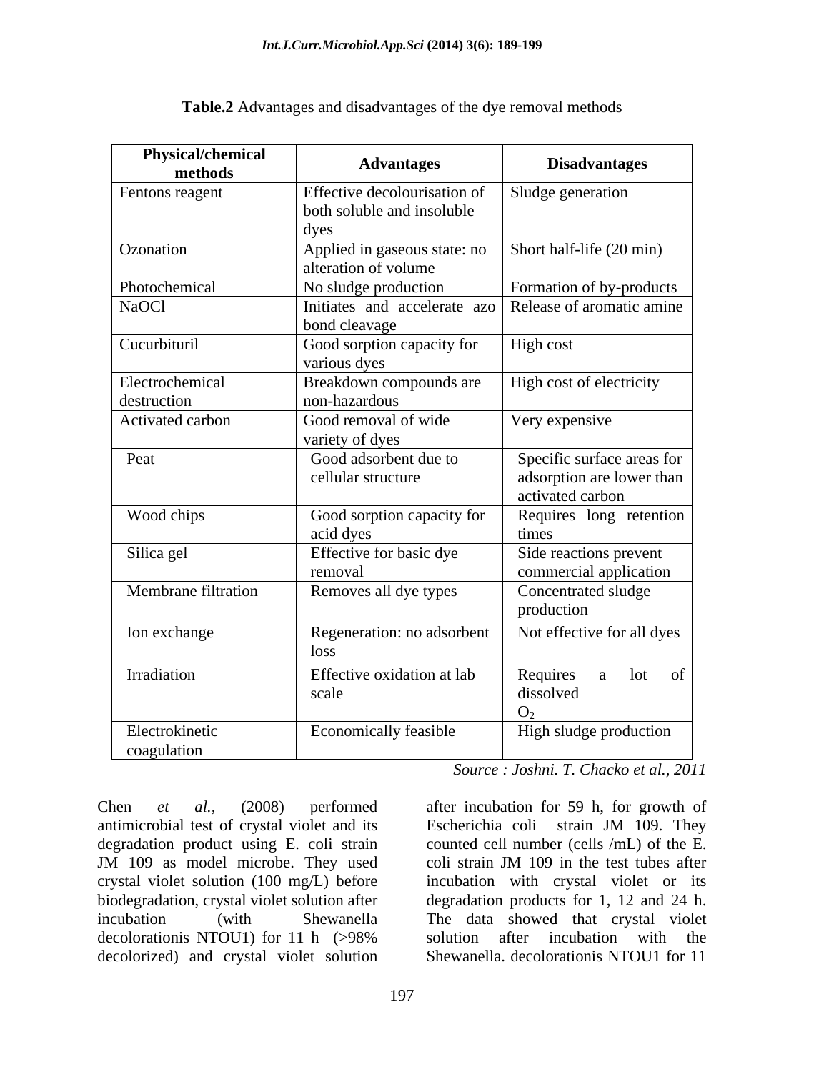**Table.2** Advantages and disadvantages of the dye removal methods

| Physical/chemical methods | Advantages | Disadvantages |
|---|---|---|
| Fentons reagent | Effective decolourisation of both soluble and insoluble dyes | Sludge generation |
| Ozonation | Applied in gaseous state: no alteration of volume | Short half-life (20 min) |
| Photochemical | No sludge production | Formation of by-products |
| NaOCl | Initiates and accelerate azo bond cleavage | Release of aromatic amine |
| Cucurbituril | Good sorption capacity for various dyes | High cost |
| Electrochemical destruction | Breakdown compounds are non-hazardous | High cost of electricity |
| Activated carbon | Good removal of wide variety of dyes | Very expensive |
| Peat | Good adsorbent due to cellular structure | Specific surface areas for adsorption are lower than activated carbon |
| Wood chips | Good sorption capacity for acid dyes | Requires long retention times |
| Silica gel | Effective for basic dye removal | Side reactions prevent commercial application |
| Membrane filtration | Removes all dye types | Concentrated sludge production |
| Ion exchange | Regeneration: no adsorbent loss | Not effective for all dyes |
| Irradiation | Effective oxidation at lab scale | Requires a lot of dissolved $O_2$ |
| Electrokinetic coagulation | Economically feasible | High sludge production |

*Source : Joshni. T. Chacko et al., 2011*

Chen *et al.*, (2008) performed antimicrobial test of crystal violet and its degradation product using E. coli strain JM 109 as model microbe. They used crystal violet solution (100 mg/L) before biodegradation, crystal violet solution after incubation (with Shewanella decolorationis NTOU1) for 11 h (>98% decolorized) and crystal violet solution after incubation for 59 h, for growth of Escherichia coli strain JM 109. They counted cell number (cells /mL) of the E. coli strain JM 109 in the test tubes after incubation with crystal violet or its degradation products for 1, 12 and 24 h. The data showed that crystal violet solution after incubation with the Shewanella. decolorationis NTOU1 for 11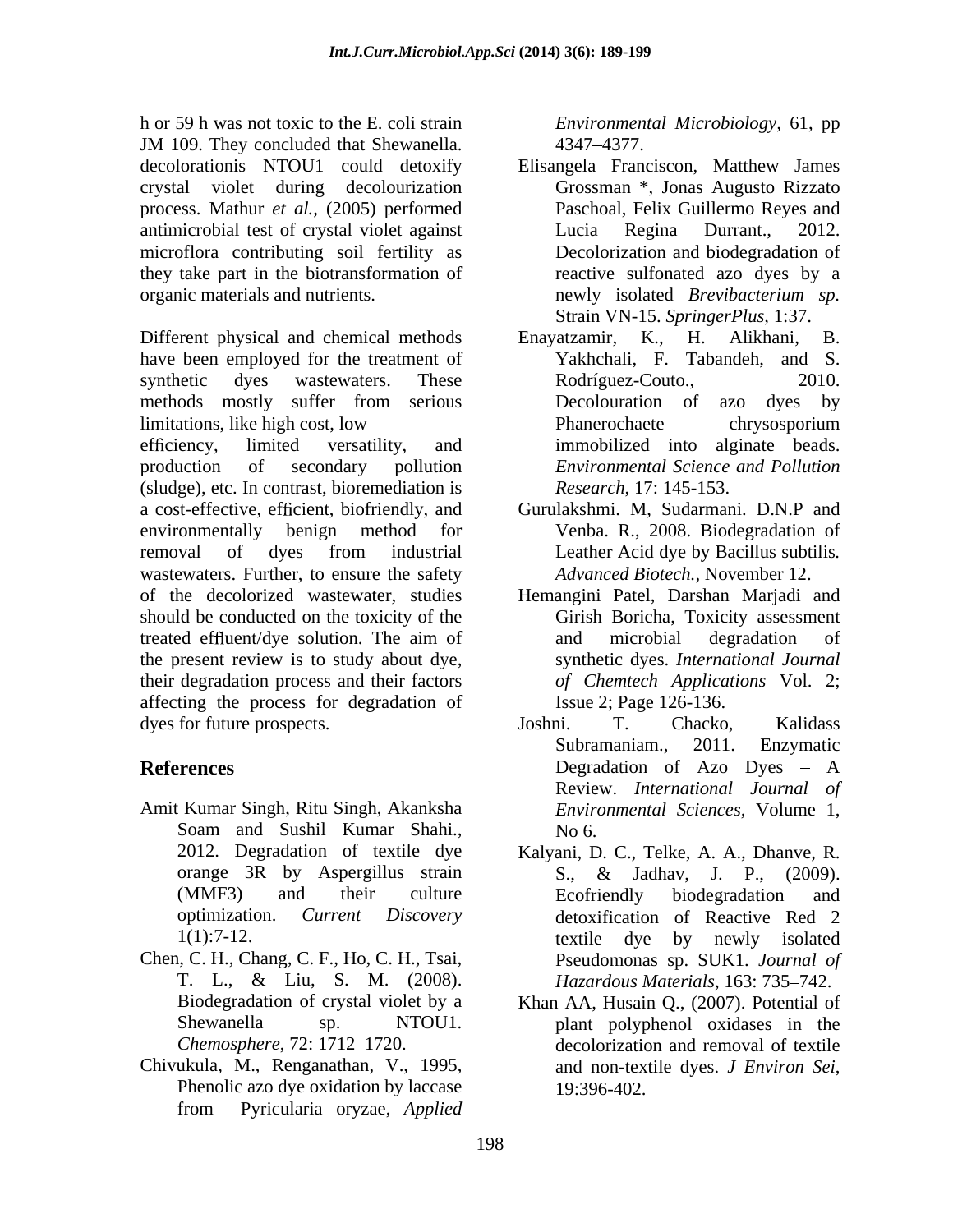h or 59 h was not toxic to the E. coli strain JM 109. They concluded that Shewanella. decolorationis NTOU1 could detoxify crystal violet during decolourization process. Mathur *et al.*, (2005) performed antimicrobial test of crystal violet against microflora contributing soil fertility as they take part in the biotransformation of organic materials and nutrients.

Different physical and chemical methods have been employed for the treatment of synthetic dyes wastewaters. These methods mostly suffer from serious limitations, like high cost, low efficiency, limited versatility, and production of secondary pollution (sludge), etc. In contrast, bioremediation is a cost-effective, efficient, biofriendly, and environmentally benign method for removal of dyes from industrial wastewaters. Further, to ensure the safety of the decolorized wastewater, studies should be conducted on the toxicity of the treated effluent/dye solution. The aim of the present review is to study about dye, their degradation process and their factors affecting the process for degradation of dyes for future prospects.

## References

Amit Kumar Singh, Ritu Singh, Akanksha Soam and Sushil Kumar Shahi., 2012. Degradation of textile dye orange 3R by Aspergillus strain (MMF3) and their culture optimization. *Current Discovery* 1(1):7-12.

Chen, C. H., Chang, C. F., Ho, C. H., Tsai, T. L., & Liu, S. M. (2008). Biodegradation of crystal violet by a Shewanella sp. NTOU1. *Chemosphere*, 72: 1712–1720.

Chivukula, M., Renganathan, V., 1995, Phenolic azo dye oxidation by laccase from Pyricularia oryzae, *Applied Environmental Microbiology*, 61, pp 4347–4377.

Elisangela Franciscon, Matthew James Grossman *, Jonas Augusto Rizzato Paschoal, Felix Guillermo Reyes and Lucia Regina Durrant., 2012. Decolorization and biodegradation of reactive sulfonated azo dyes by a newly isolated *Brevibacterium sp.* Strain VN-15. *SpringerPlus*, 1:37.

Enayatzamir, K., H. Alikhani, B. Yakhchali, F. Tabandeh, and S. Rodríguez-Couto., 2010. Decolouration of azo dyes by Phanerochaete chrysosporium immobilized into alginate beads. *Environmental Science and Pollution Research*, 17: 145-153.

Gurulakshmi. M, Sudarmani. D.N.P and Venba. R., 2008. Biodegradation of Leather Acid dye by Bacillus subtilis. *Advanced Biotech.*, November 12.

Hemangini Patel, Darshan Marjadi and Girish Boricha, Toxicity assessment and microbial degradation of synthetic dyes. *International Journal of Chemtech Applications* Vol. 2; Issue 2; Page 126-136.

Joshni. T. Chacko, Kalidass Subramaniam., 2011. Enzymatic Degradation of Azo Dyes – A Review. *International Journal of Environmental Sciences*, Volume 1, No 6.

Kalyani, D. C., Telke, A. A., Dhanve, R. S., & Jadhav, J. P., (2009). Ecofriendly biodegradation and detoxification of Reactive Red 2 textile dye by newly isolated Pseudomonas sp. SUK1. *Journal of Hazardous Materials*, 163: 735–742.

Khan AA, Husain Q., (2007). Potential of plant polyphenol oxidases in the decolorization and removal of textile and non-textile dyes. *J Environ Sei*, 19:396-402.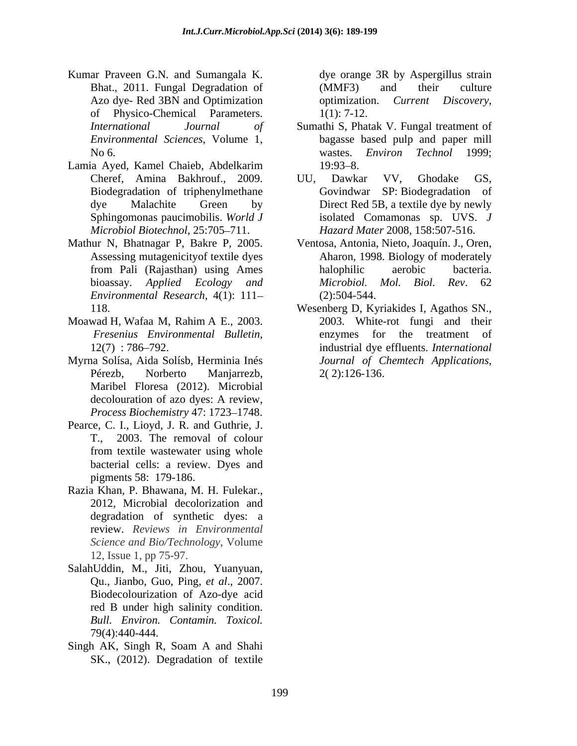Kumar Praveen G.N. and Sumangala K. Bhat., 2011. Fungal Degradation of Azo dye- Red 3BN and Optimization of Physico-Chemical Parameters. *International Journal of Environmental Sciences*, Volume 1, No 6.

Lamia Ayed, Kamel Chaieb, Abdelkarim Cheref, Amina Bakhrouf., 2009. Biodegradation of triphenylmethane dye Malachite Green by Sphingomonas paucimobilis. *World J Microbiol Biotechnol*, 25:705–711.

Mathur N, Bhatnagar P, Bakre P, 2005. Assessing mutagenicityof textile dyes from Pali (Rajasthan) using Ames bioassay. *Applied Ecology and Environmental Research*, 4(1): 111–118.

Moawad H, Wafaa M, Rahim A E., 2003. *Fresenius Environmental Bulletin*, 12(7) : 786–792.

Myrna Solísa, Aida Solísb, Herminia Inés Pérezb, Norberto Manjarrezb, Maribel Floresa (2012). Microbial decolouration of azo dyes: A review, *Process Biochemistry* 47: 1723–1748.

Pearce, C. I., Lioyd, J. R. and Guthrie, J. T., 2003. The removal of colour from textile wastewater using whole bacterial cells: a review. Dyes and pigments 58: 179-186.

Razia Khan, P. Bhawana, M. H. Fulekar., 2012, Microbial decolorization and degradation of synthetic dyes: a review. *Reviews in Environmental Science and Bio/Technology*, Volume 12, Issue 1, pp 75-97.

SalahUddin, M., Jiti, Zhou, Yuanyuan, Qu., Jianbo, Guo, Ping, *et al*., 2007. Biodecolourization of Azo-dye acid red B under high salinity condition. *Bull. Environ. Contamin. Toxicol.* 79(4):440-444.

Singh AK, Singh R, Soam A and Shahi SK., (2012). Degradation of textile dye orange 3R by Aspergillus strain (MMF3) and their culture optimization. *Current Discovery*, 1(1): 7-12.

Sumathi S, Phatak V. Fungal treatment of bagasse based pulp and paper mill wastes. *Environ Technol* 1999; 19:93–8.

UU, Dawkar VV, Ghodake GS, Govindwar SP: Biodegradation of Direct Red 5B, a textile dye by newly isolated Comamonas sp. UVS. *J Hazard Mater* 2008, 158:507-516.

Ventosa, Antonia, Nieto, Joaquín. J., Oren, Aharon, 1998. Biology of moderately halophilic aerobic bacteria. *Microbiol. Mol. Biol. Rev*. 62 (2):504-544.

Wesenberg D, Kyriakides I, Agathos SN., 2003. White-rot fungi and their enzymes for the treatment of industrial dye effluents. *International Journal of Chemtech Applications*, 2( 2):126-136.